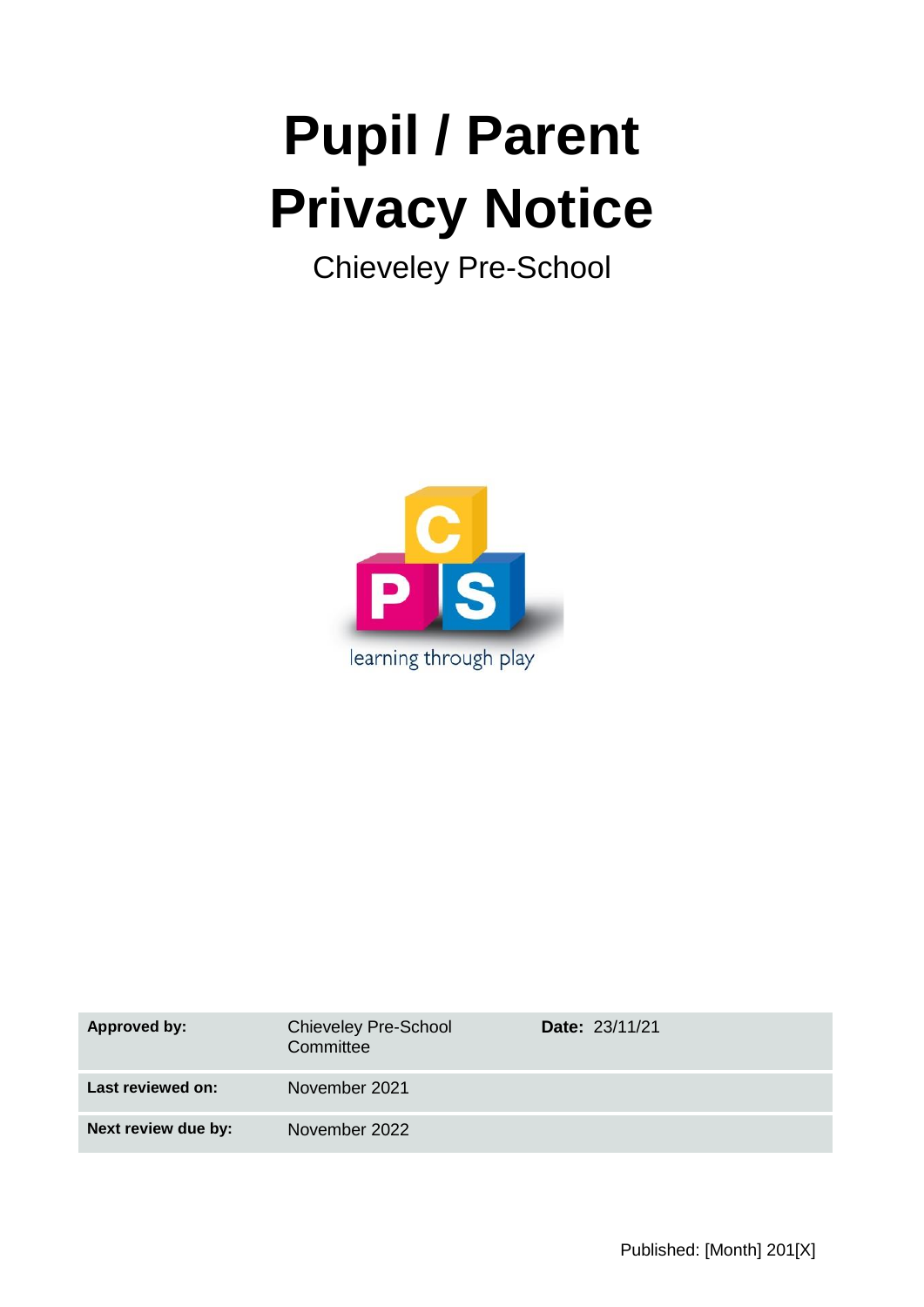# Pupil / Parent Privacy Notice

Chieveley Pre-School

learning through play

| **Approved by:** | Chieveley Pre-School Committee | **Date:** 23/11/21 |
|---|---|---|
| **Last reviewed on:** | November 2021 | |
| **Next review due by:** | November 2022 | |

Published: [Month] 201[X]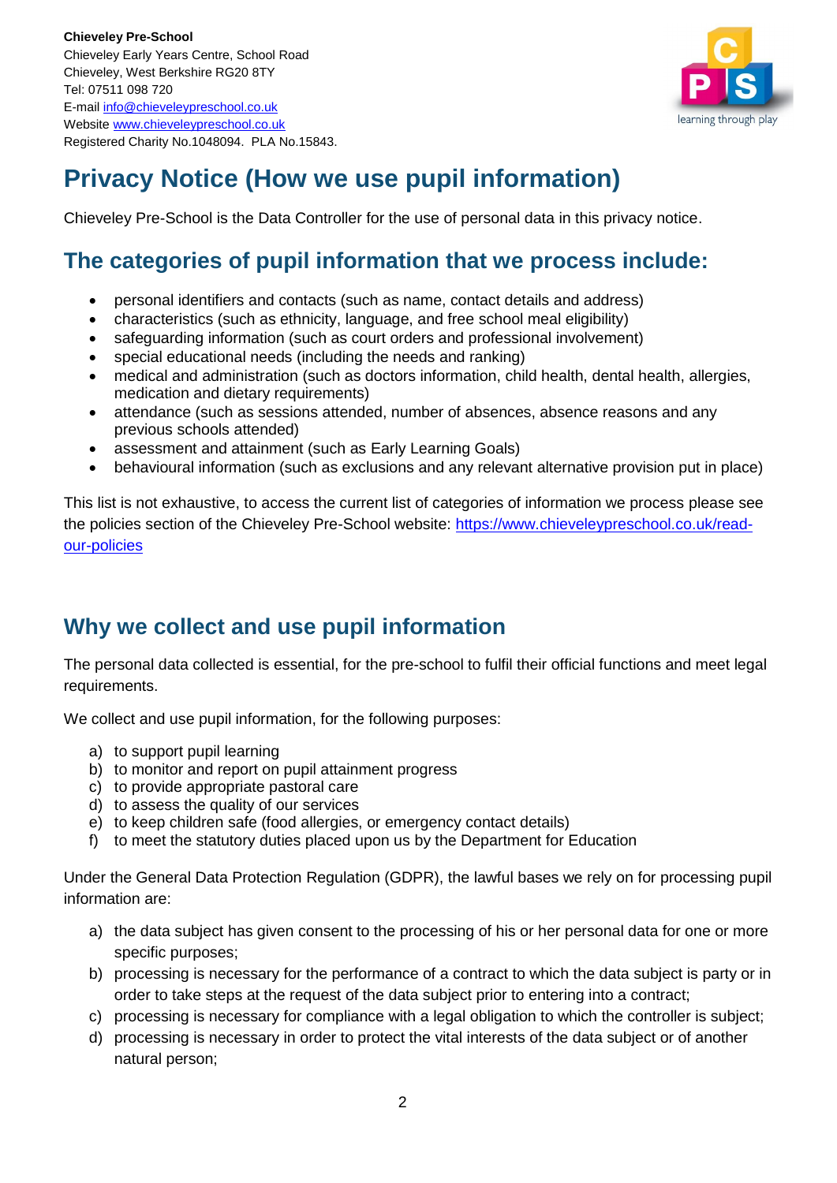**Chieveley Pre-School**
Chieveley Early Years Centre, School Road
Chieveley, West Berkshire RG20 8TY
Tel: 07511 098 720
E-mail info@chieveleypreschool.co.uk
Website www.chieveleypreschool.co.uk
Registered Charity No.1048094. PLA No.15843.

# Privacy Notice (How we use pupil information)

Chieveley Pre-School is the Data Controller for the use of personal data in this privacy notice.

## The categories of pupil information that we process include:

- personal identifiers and contacts (such as name, contact details and address)
- characteristics (such as ethnicity, language, and free school meal eligibility)
- safeguarding information (such as court orders and professional involvement)
- special educational needs (including the needs and ranking)
- medical and administration (such as doctors information, child health, dental health, allergies, medication and dietary requirements)
- attendance (such as sessions attended, number of absences, absence reasons and any previous schools attended)
- assessment and attainment (such as Early Learning Goals)
- behavioural information (such as exclusions and any relevant alternative provision put in place)

This list is not exhaustive, to access the current list of categories of information we process please see the policies section of the Chieveley Pre-School website: https://www.chieveleypreschool.co.uk/read-our-policies

## Why we collect and use pupil information

The personal data collected is essential, for the pre-school to fulfil their official functions and meet legal requirements.

We collect and use pupil information, for the following purposes:

a) to support pupil learning
b) to monitor and report on pupil attainment progress
c) to provide appropriate pastoral care
d) to assess the quality of our services
e) to keep children safe (food allergies, or emergency contact details)
f) to meet the statutory duties placed upon us by the Department for Education

Under the General Data Protection Regulation (GDPR), the lawful bases we rely on for processing pupil information are:

a) the data subject has given consent to the processing of his or her personal data for one or more specific purposes;
b) processing is necessary for the performance of a contract to which the data subject is party or in order to take steps at the request of the data subject prior to entering into a contract;
c) processing is necessary for compliance with a legal obligation to which the controller is subject;
d) processing is necessary in order to protect the vital interests of the data subject or of another natural person;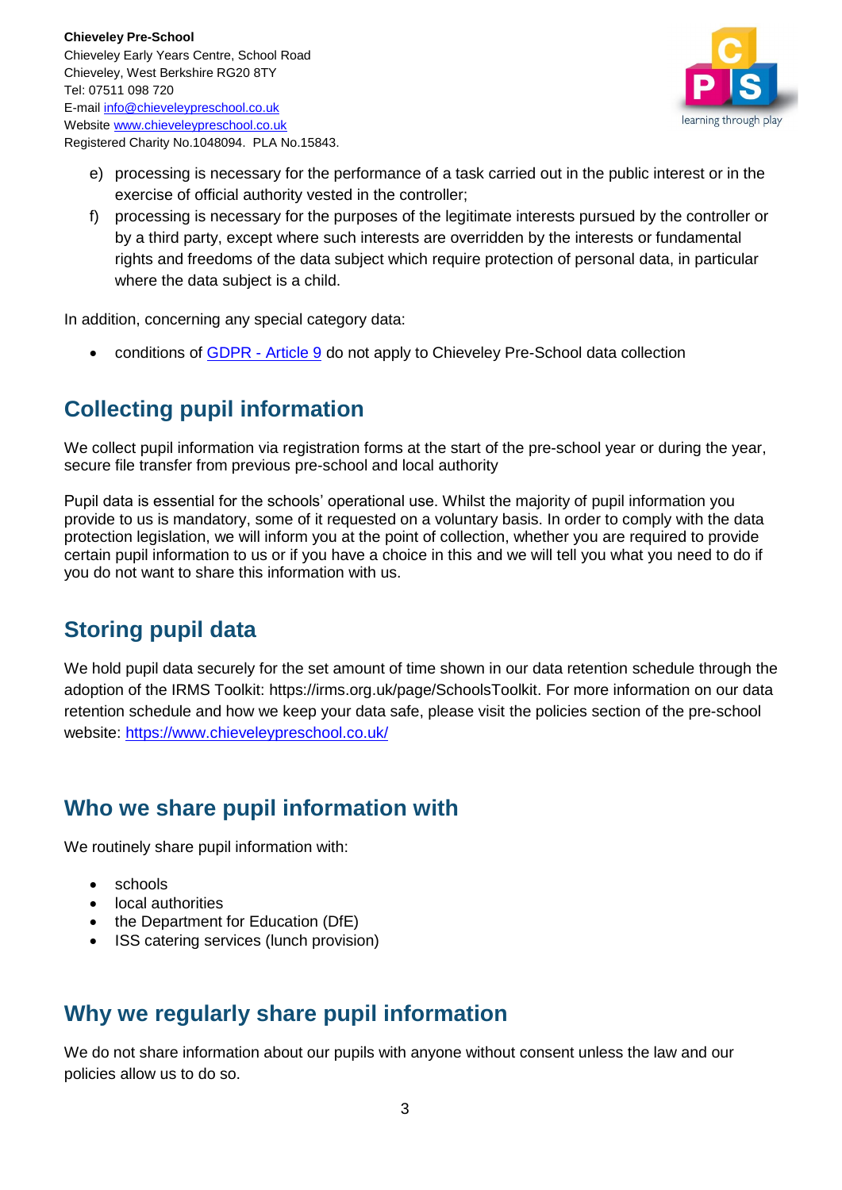e) processing is necessary for the performance of a task carried out in the public interest or in the exercise of official authority vested in the controller;
f) processing is necessary for the purposes of the legitimate interests pursued by the controller or by a third party, except where such interests are overridden by the interests or fundamental rights and freedoms of the data subject which require protection of personal data, in particular where the data subject is a child.

In addition, concerning any special category data:

- conditions of [GDPR - Article 9](GDPR - Article 9) do not apply to Chieveley Pre-School data collection

## Collecting pupil information

We collect pupil information via registration forms at the start of the pre-school year or during the year, secure file transfer from previous pre-school and local authority

Pupil data is essential for the schools' operational use. Whilst the majority of pupil information you provide to us is mandatory, some of it requested on a voluntary basis. In order to comply with the data protection legislation, we will inform you at the point of collection, whether you are required to provide certain pupil information to us or if you have a choice in this and we will tell you what you need to do if you do not want to share this information with us.

## Storing pupil data

We hold pupil data securely for the set amount of time shown in our data retention schedule through the adoption of the IRMS Toolkit: https://irms.org.uk/page/SchoolsToolkit. For more information on our data retention schedule and how we keep your data safe, please visit the policies section of the pre-school website: [https://www.chieveleypreschool.co.uk/](https://www.chieveleypreschool.co.uk/)

## Who we share pupil information with

We routinely share pupil information with:

- schools
- local authorities
- the Department for Education (DfE)
- ISS catering services (lunch provision)

## Why we regularly share pupil information

We do not share information about our pupils with anyone without consent unless the law and our policies allow us to do so.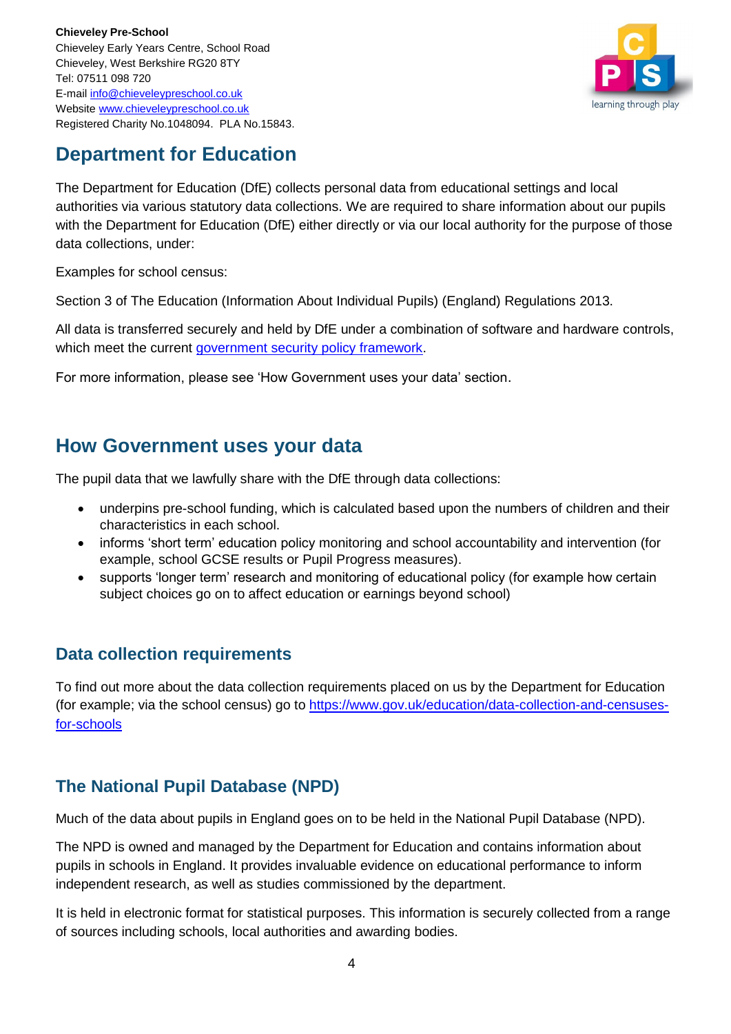**Chieveley Pre-School**
Chieveley Early Years Centre, School Road
Chieveley, West Berkshire RG20 8TY
Tel: 07511 098 720
E-mail [info@chieveleypreschool.co.uk](mailto:info@chieveleypreschool.co.uk)
Website [www.chieveleypreschool.co.uk](http://www.chieveleypreschool.co.uk)
Registered Charity No.1048094. PLA No.15843.

## Department for Education

The Department for Education (DfE) collects personal data from educational settings and local authorities via various statutory data collections. We are required to share information about our pupils with the Department for Education (DfE) either directly or via our local authority for the purpose of those data collections, under:

Examples for school census:

Section 3 of The Education (Information About Individual Pupils) (England) Regulations 2013.

All data is transferred securely and held by DfE under a combination of software and hardware controls, which meet the current [government security policy framework](#).

For more information, please see 'How Government uses your data' section.

## How Government uses your data

The pupil data that we lawfully share with the DfE through data collections:

- underpins pre-school funding, which is calculated based upon the numbers of children and their characteristics in each school.
- informs 'short term' education policy monitoring and school accountability and intervention (for example, school GCSE results or Pupil Progress measures).
- supports 'longer term' research and monitoring of educational policy (for example how certain subject choices go on to affect education or earnings beyond school)

### Data collection requirements

To find out more about the data collection requirements placed on us by the Department for Education (for example; via the school census) go to [https://www.gov.uk/education/data-collection-and-censuses-for-schools](https://www.gov.uk/education/data-collection-and-censuses-for-schools)

### The National Pupil Database (NPD)

Much of the data about pupils in England goes on to be held in the National Pupil Database (NPD).

The NPD is owned and managed by the Department for Education and contains information about pupils in schools in England. It provides invaluable evidence on educational performance to inform independent research, as well as studies commissioned by the department.

It is held in electronic format for statistical purposes. This information is securely collected from a range of sources including schools, local authorities and awarding bodies.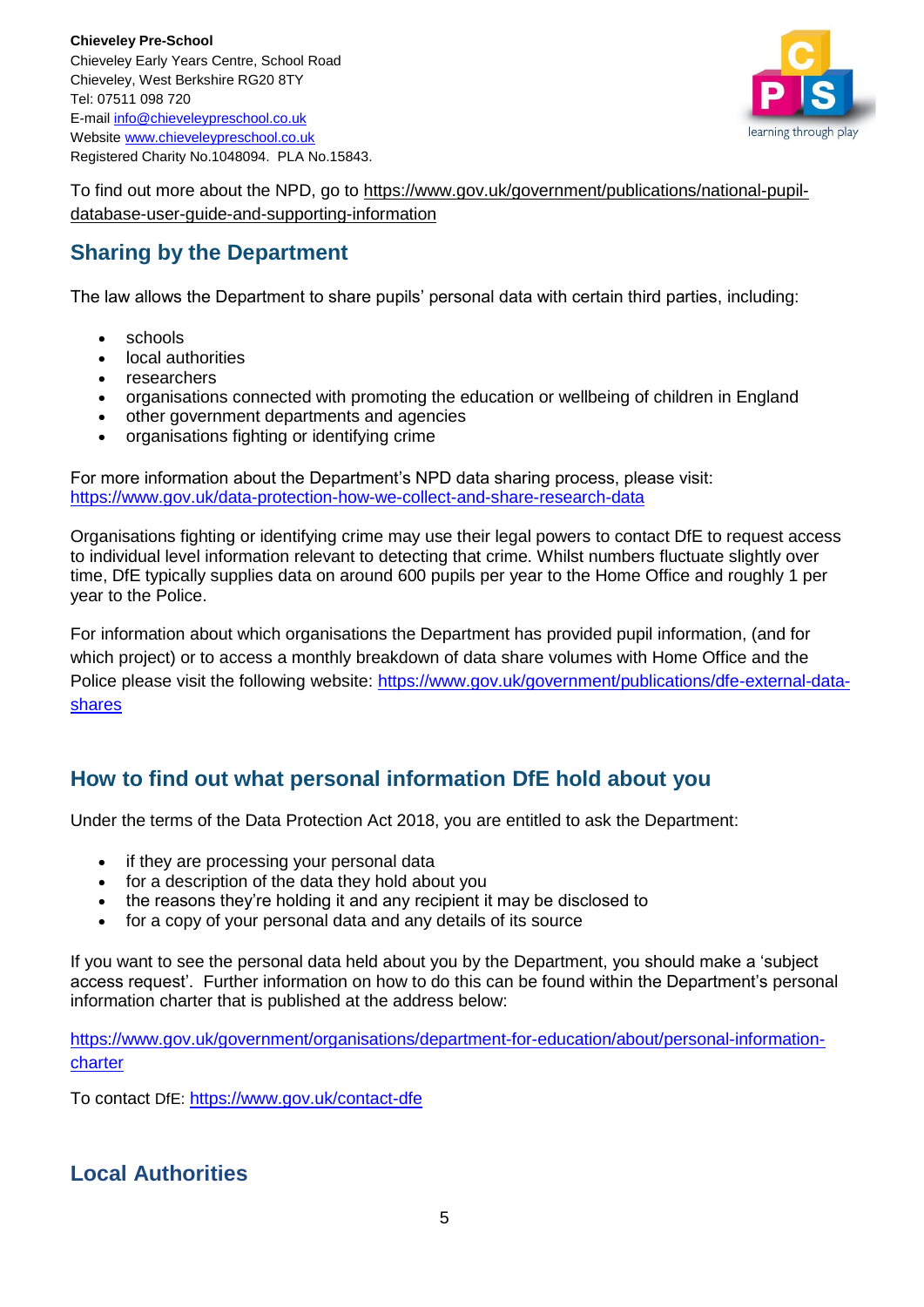To find out more about the NPD, go to https://www.gov.uk/government/publications/national-pupil-database-user-guide-and-supporting-information

## Sharing by the Department

The law allows the Department to share pupils' personal data with certain third parties, including:

- schools
- local authorities
- researchers
- organisations connected with promoting the education or wellbeing of children in England
- other government departments and agencies
- organisations fighting or identifying crime

For more information about the Department's NPD data sharing process, please visit: https://www.gov.uk/data-protection-how-we-collect-and-share-research-data

Organisations fighting or identifying crime may use their legal powers to contact DfE to request access to individual level information relevant to detecting that crime. Whilst numbers fluctuate slightly over time, DfE typically supplies data on around 600 pupils per year to the Home Office and roughly 1 per year to the Police.

For information about which organisations the Department has provided pupil information, (and for which project) or to access a monthly breakdown of data share volumes with Home Office and the Police please visit the following website: https://www.gov.uk/government/publications/dfe-external-data-shares

## How to find out what personal information DfE hold about you

Under the terms of the Data Protection Act 2018, you are entitled to ask the Department:

- if they are processing your personal data
- for a description of the data they hold about you
- the reasons they're holding it and any recipient it may be disclosed to
- for a copy of your personal data and any details of its source

If you want to see the personal data held about you by the Department, you should make a 'subject access request'. Further information on how to do this can be found within the Department's personal information charter that is published at the address below:

https://www.gov.uk/government/organisations/department-for-education/about/personal-information-charter

To contact DfE: https://www.gov.uk/contact-dfe

## Local Authorities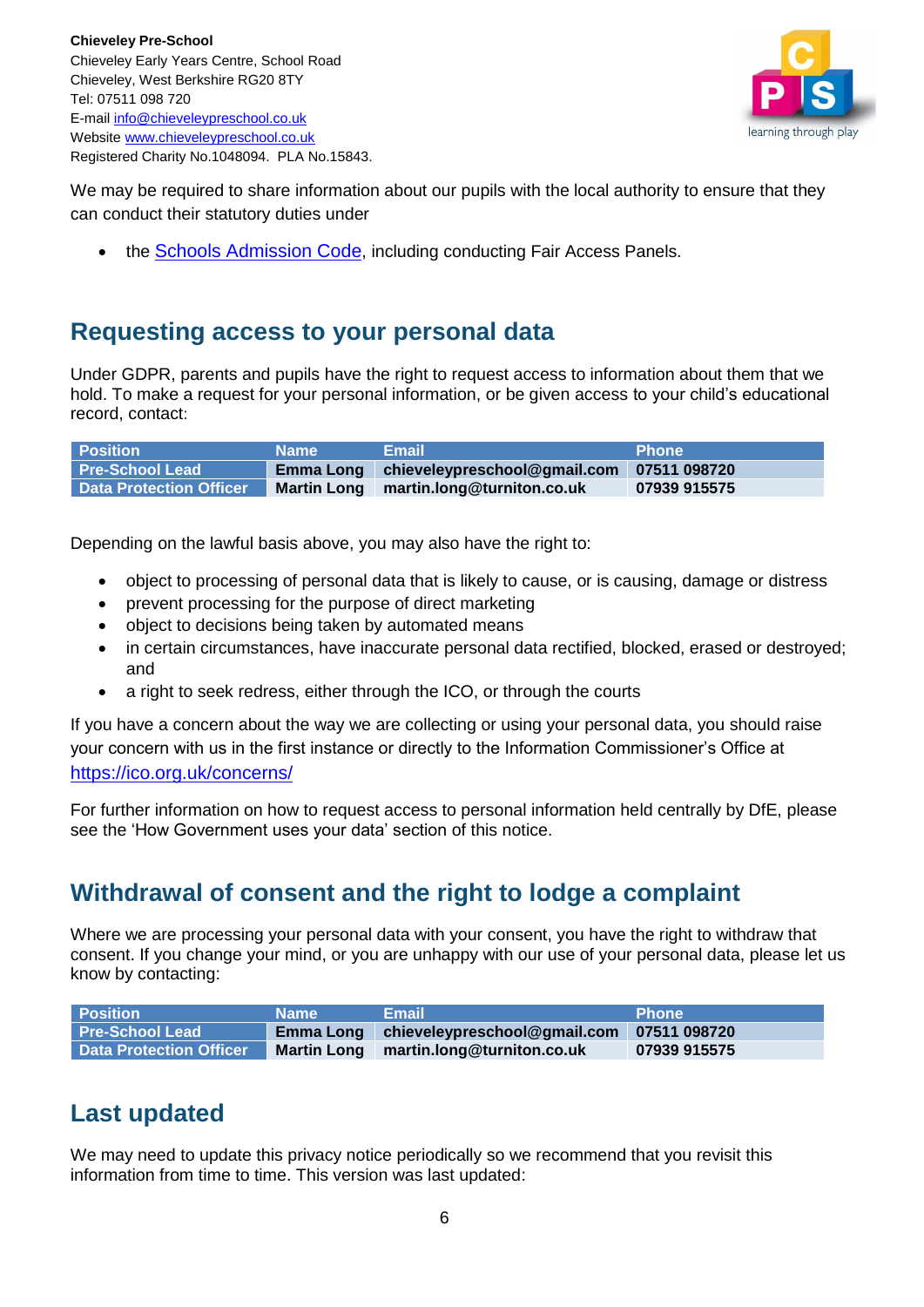**Chieveley Pre-School**
Chieveley Early Years Centre, School Road
Chieveley, West Berkshire RG20 8TY
Tel: 07511 098 720
E-mail info@chieveleypreschool.co.uk
Website www.chieveleypreschool.co.uk
Registered Charity No.1048094. PLA No.15843.

We may be required to share information about our pupils with the local authority to ensure that they can conduct their statutory duties under

- the Schools Admission Code, including conducting Fair Access Panels.

## Requesting access to your personal data

Under GDPR, parents and pupils have the right to request access to information about them that we hold. To make a request for your personal information, or be given access to your child's educational record, contact:

| Position | Name | Email | Phone |
|---|---|---|---|
| Pre-School Lead | Emma Long | chieveleypreschool@gmail.com | 07511 098720 |
| Data Protection Officer | Martin Long | martin.long@turniton.co.uk | 07939 915575 |

Depending on the lawful basis above, you may also have the right to:

- object to processing of personal data that is likely to cause, or is causing, damage or distress
- prevent processing for the purpose of direct marketing
- object to decisions being taken by automated means
- in certain circumstances, have inaccurate personal data rectified, blocked, erased or destroyed; and
- a right to seek redress, either through the ICO, or through the courts

If you have a concern about the way we are collecting or using your personal data, you should raise your concern with us in the first instance or directly to the Information Commissioner's Office at https://ico.org.uk/concerns/

For further information on how to request access to personal information held centrally by DfE, please see the 'How Government uses your data' section of this notice.

## Withdrawal of consent and the right to lodge a complaint

Where we are processing your personal data with your consent, you have the right to withdraw that consent. If you change your mind, or you are unhappy with our use of your personal data, please let us know by contacting:

| Position | Name | Email | Phone |
|---|---|---|---|
| Pre-School Lead | Emma Long | chieveleypreschool@gmail.com | 07511 098720 |
| Data Protection Officer | Martin Long | martin.long@turniton.co.uk | 07939 915575 |

## Last updated

We may need to update this privacy notice periodically so we recommend that you revisit this information from time to time. This version was last updated: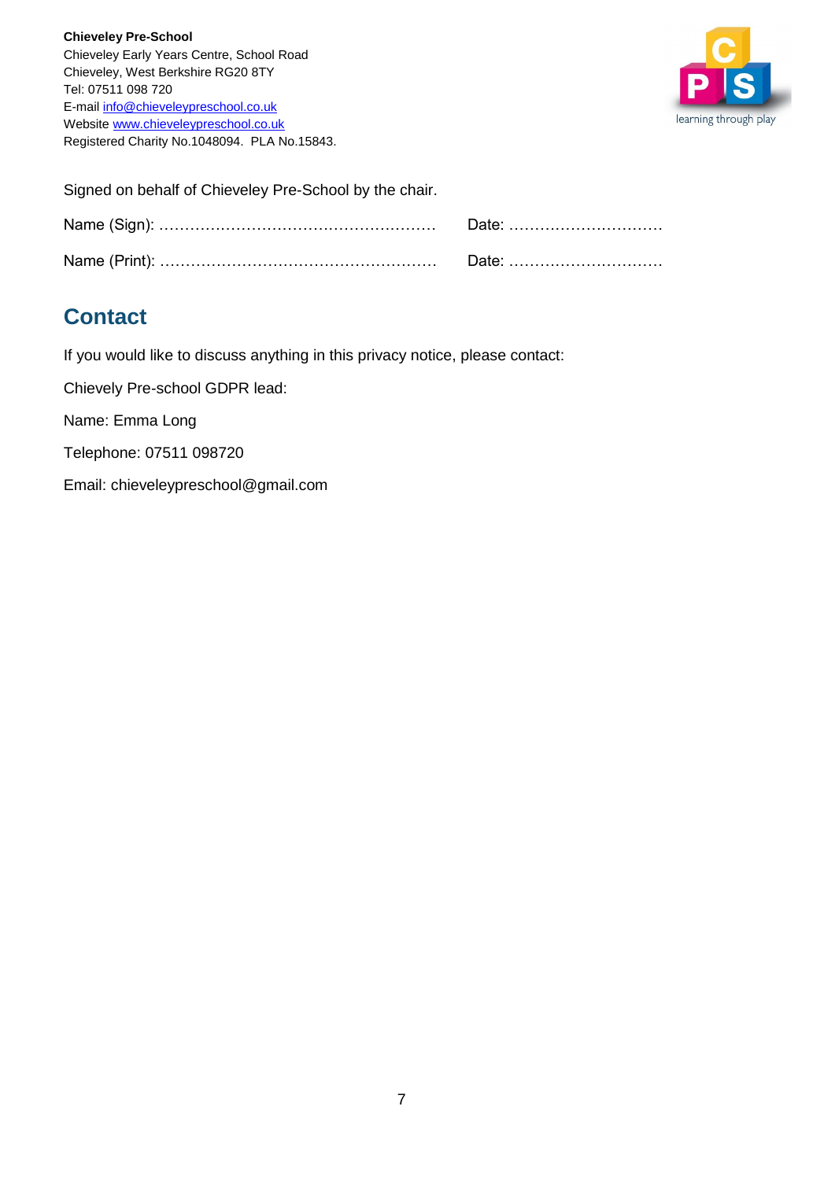**Chieveley Pre-School**
Chieveley Early Years Centre, School Road
Chieveley, West Berkshire RG20 8TY
Tel: 07511 098 720
E-mail info@chieveleypreschool.co.uk
Website www.chieveleypreschool.co.uk
Registered Charity No.1048094. PLA No.15843.

Signed on behalf of Chieveley Pre-School by the chair.

Name (Sign): ……………………………………………… Date: …………………………

Name (Print): ……………………………………………… Date: …………………………

## Contact

If you would like to discuss anything in this privacy notice, please contact:

Chievely Pre-school GDPR lead:

Name: Emma Long

Telephone: 07511 098720

Email: chieveleypreschool@gmail.com